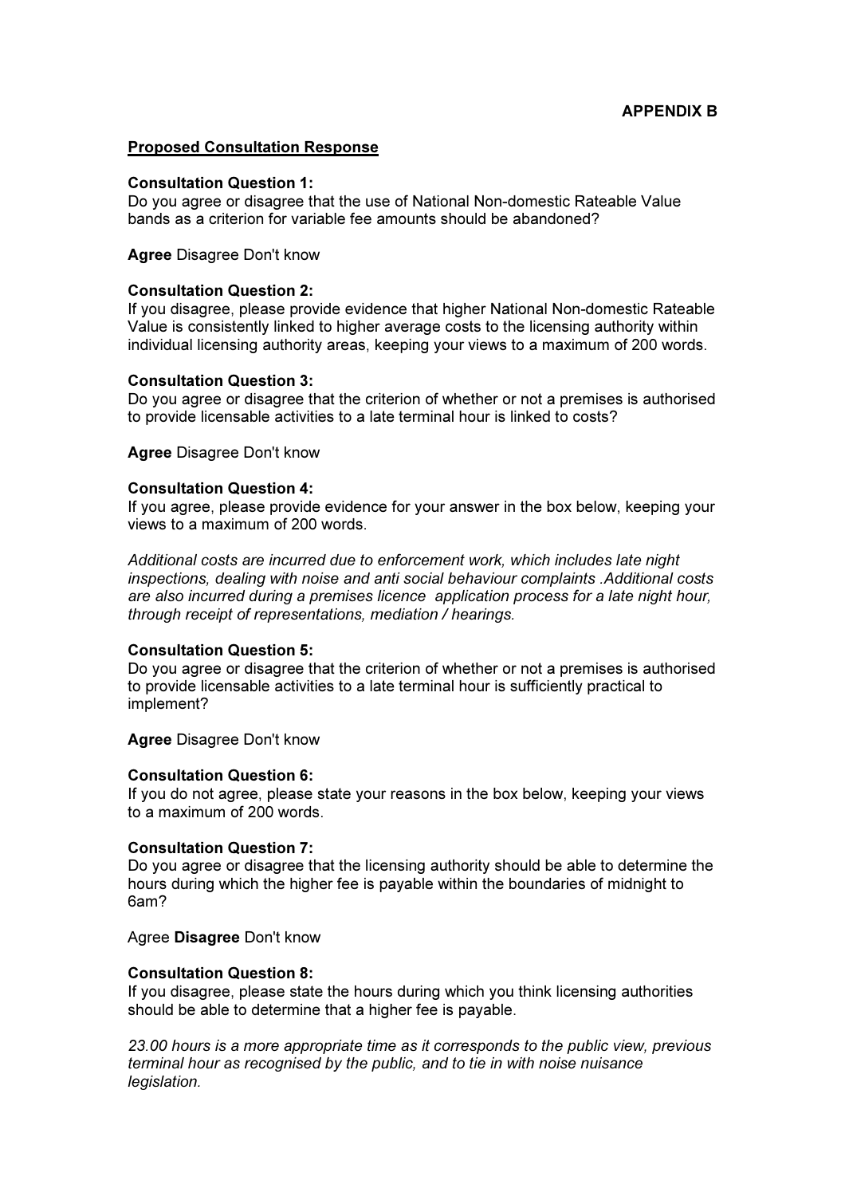**APPENDIX B**

__Proposed Consultation Response__

**Consultation Question 1:**
Do you agree or disagree that the use of National Non-domestic Rateable Value bands as a criterion for variable fee amounts should be abandoned?

**Agree** Disagree Don't know

**Consultation Question 2:**
If you disagree, please provide evidence that higher National Non-domestic Rateable Value is consistently linked to higher average costs to the licensing authority within individual licensing authority areas, keeping your views to a maximum of 200 words.

**Consultation Question 3:**
Do you agree or disagree that the criterion of whether or not a premises is authorised to provide licensable activities to a late terminal hour is linked to costs?

**Agree** Disagree Don't know

**Consultation Question 4:**
If you agree, please provide evidence for your answer in the box below, keeping your views to a maximum of 200 words.

*Additional costs are incurred due to enforcement work, which includes late night inspections, dealing with noise and anti social behaviour complaints .Additional costs are also incurred during a premises licence application process for a late night hour, through receipt of representations, mediation / hearings.*

**Consultation Question 5:**
Do you agree or disagree that the criterion of whether or not a premises is authorised to provide licensable activities to a late terminal hour is sufficiently practical to implement?

**Agree** Disagree Don't know

**Consultation Question 6:**
If you do not agree, please state your reasons in the box below, keeping your views to a maximum of 200 words.

**Consultation Question 7:**
Do you agree or disagree that the licensing authority should be able to determine the hours during which the higher fee is payable within the boundaries of midnight to 6am?

Agree **Disagree** Don't know

**Consultation Question 8:**
If you disagree, please state the hours during which you think licensing authorities should be able to determine that a higher fee is payable.

*23.00 hours is a more appropriate time as it corresponds to the public view, previous terminal hour as recognised by the public, and to tie in with noise nuisance legislation.*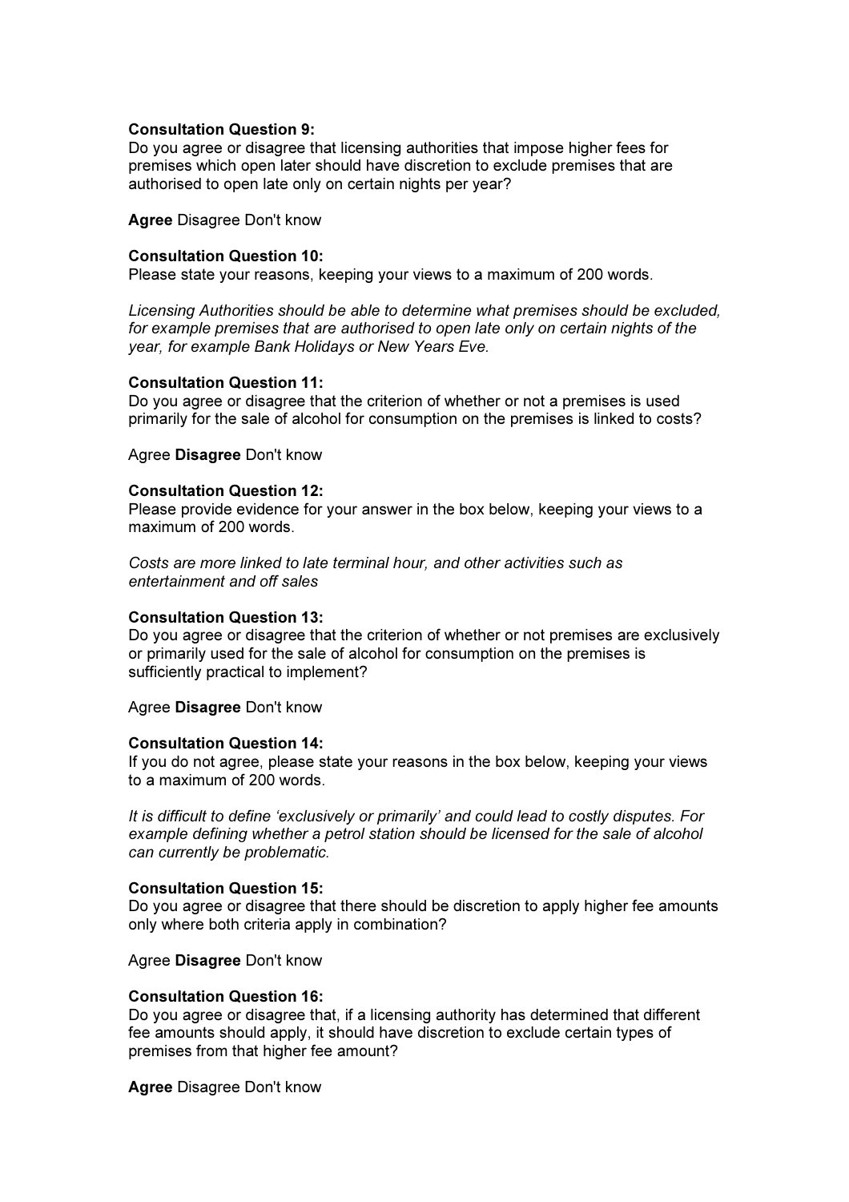**Consultation Question 9:**
Do you agree or disagree that licensing authorities that impose higher fees for premises which open later should have discretion to exclude premises that are authorised to open late only on certain nights per year?

**Agree** Disagree Don't know

**Consultation Question 10:**
Please state your reasons, keeping your views to a maximum of 200 words.

*Licensing Authorities should be able to determine what premises should be excluded, for example premises that are authorised to open late only on certain nights of the year, for example Bank Holidays or New Years Eve.*

**Consultation Question 11:**
Do you agree or disagree that the criterion of whether or not a premises is used primarily for the sale of alcohol for consumption on the premises is linked to costs?

Agree **Disagree** Don't know

**Consultation Question 12:**
Please provide evidence for your answer in the box below, keeping your views to a maximum of 200 words.

*Costs are more linked to late terminal hour, and other activities such as entertainment and off sales*

**Consultation Question 13:**
Do you agree or disagree that the criterion of whether or not premises are exclusively or primarily used for the sale of alcohol for consumption on the premises is sufficiently practical to implement?

Agree **Disagree** Don't know

**Consultation Question 14:**
If you do not agree, please state your reasons in the box below, keeping your views to a maximum of 200 words.

*It is difficult to define 'exclusively or primarily' and could lead to costly disputes. For example defining whether a petrol station should be licensed for the sale of alcohol can currently be problematic.*

**Consultation Question 15:**
Do you agree or disagree that there should be discretion to apply higher fee amounts only where both criteria apply in combination?

Agree **Disagree** Don't know

**Consultation Question 16:**
Do you agree or disagree that, if a licensing authority has determined that different fee amounts should apply, it should have discretion to exclude certain types of premises from that higher fee amount?

**Agree** Disagree Don't know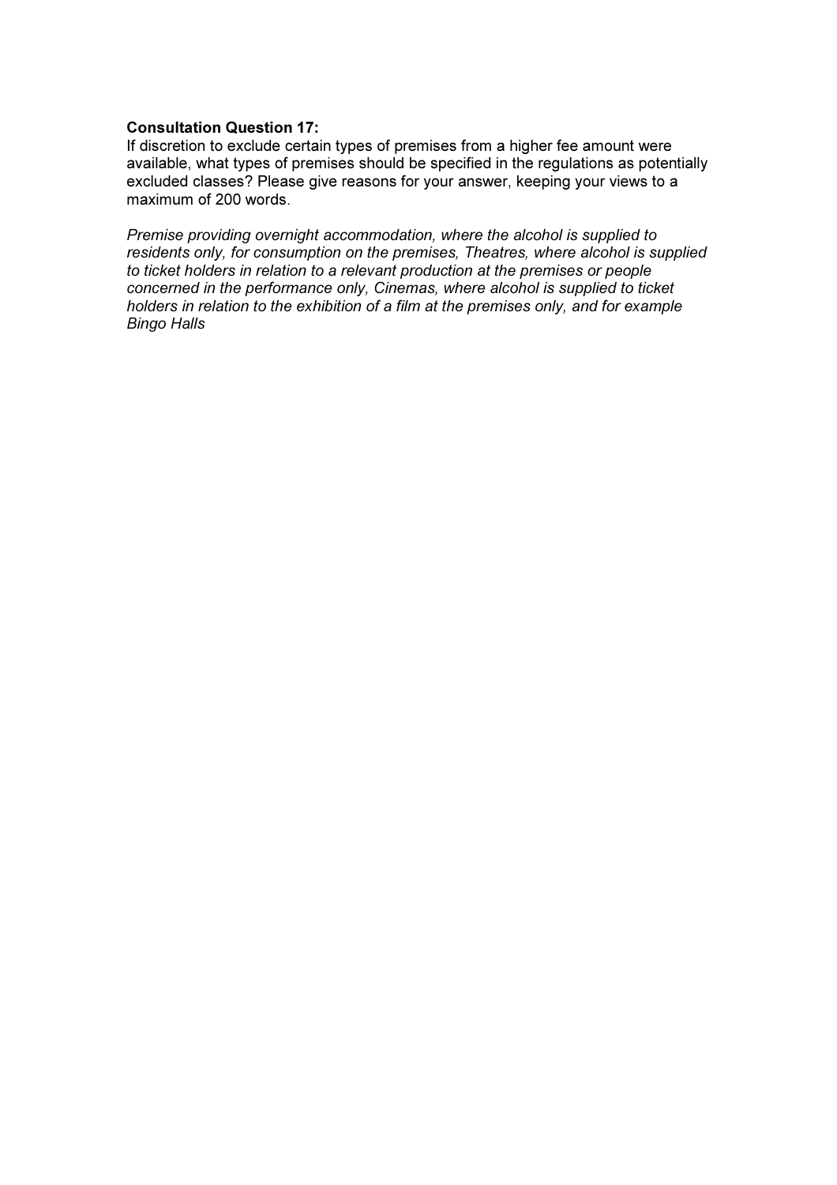**Consultation Question 17:**
If discretion to exclude certain types of premises from a higher fee amount were available, what types of premises should be specified in the regulations as potentially excluded classes? Please give reasons for your answer, keeping your views to a maximum of 200 words.

*Premise providing overnight accommodation, where the alcohol is supplied to residents only, for consumption on the premises, Theatres, where alcohol is supplied to ticket holders in relation to a relevant production at the premises or people concerned in the performance only, Cinemas, where alcohol is supplied to ticket holders in relation to the exhibition of a film at the premises only, and for example Bingo Halls*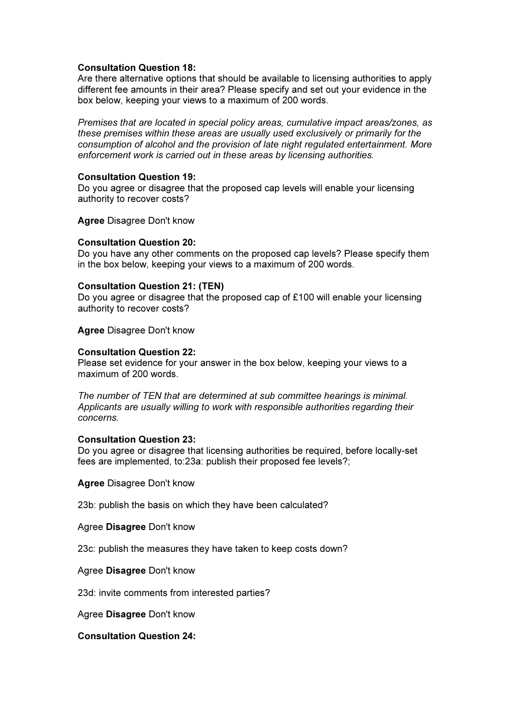**Consultation Question 18:**
Are there alternative options that should be available to licensing authorities to apply different fee amounts in their area? Please specify and set out your evidence in the box below, keeping your views to a maximum of 200 words.

*Premises that are located in special policy areas, cumulative impact areas/zones, as these premises within these areas are usually used exclusively or primarily for the consumption of alcohol and the provision of late night regulated entertainment. More enforcement work is carried out in these areas by licensing authorities.*

**Consultation Question 19:**
Do you agree or disagree that the proposed cap levels will enable your licensing authority to recover costs?

**Agree** Disagree Don't know

**Consultation Question 20:**
Do you have any other comments on the proposed cap levels? Please specify them in the box below, keeping your views to a maximum of 200 words.

**Consultation Question 21: (TEN)**
Do you agree or disagree that the proposed cap of £100 will enable your licensing authority to recover costs?

**Agree** Disagree Don't know

**Consultation Question 22:**
Please set evidence for your answer in the box below, keeping your views to a maximum of 200 words.

*The number of TEN that are determined at sub committee hearings is minimal. Applicants are usually willing to work with responsible authorities regarding their concerns.*

**Consultation Question 23:**
Do you agree or disagree that licensing authorities be required, before locally-set fees are implemented, to:23a: publish their proposed fee levels?;

**Agree** Disagree Don't know

23b: publish the basis on which they have been calculated?

Agree **Disagree** Don't know

23c: publish the measures they have taken to keep costs down?

Agree **Disagree** Don't know

23d: invite comments from interested parties?

Agree **Disagree** Don't know

**Consultation Question 24:**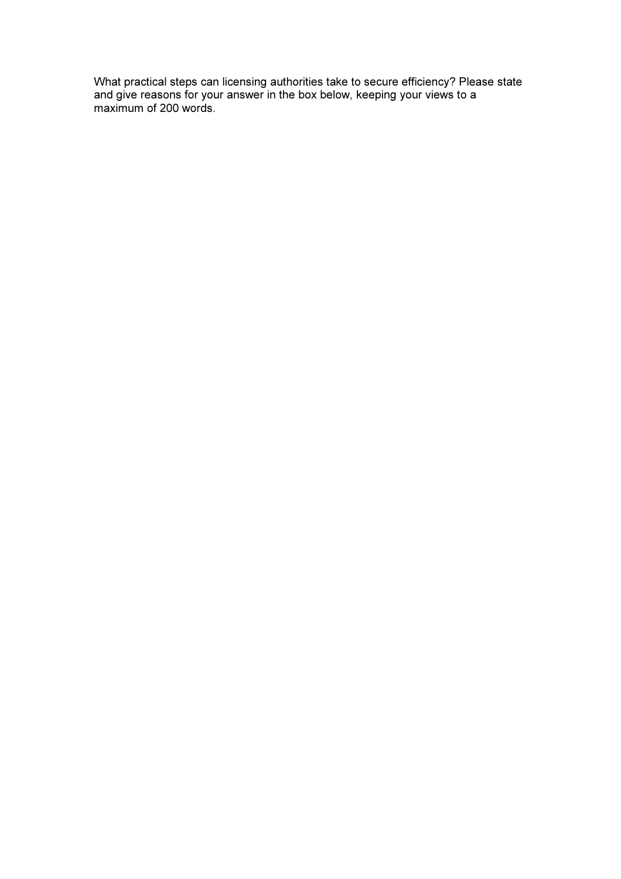What practical steps can licensing authorities take to secure efficiency? Please state and give reasons for your answer in the box below, keeping your views to a maximum of 200 words.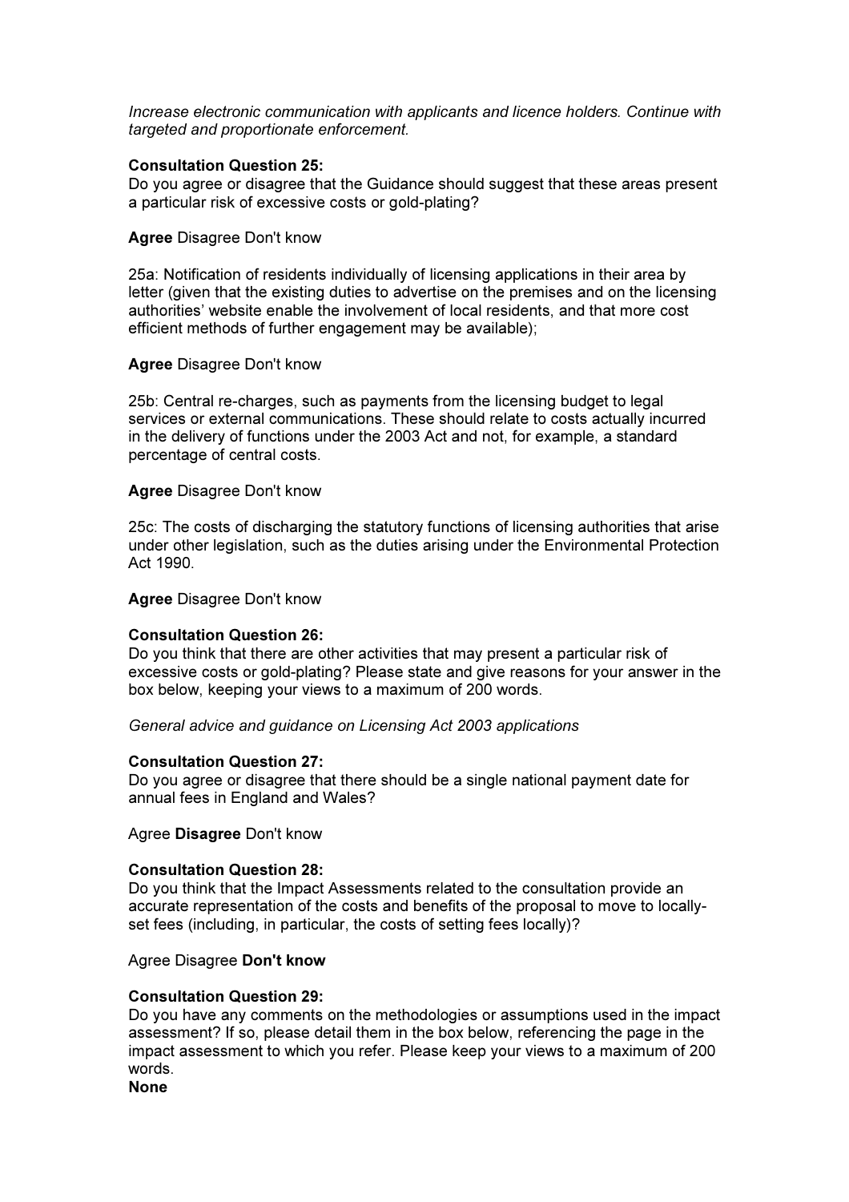*Increase electronic communication with applicants and licence holders. Continue with targeted and proportionate enforcement.*

**Consultation Question 25:**
Do you agree or disagree that the Guidance should suggest that these areas present a particular risk of excessive costs or gold-plating?

**Agree** Disagree Don't know

25a: Notification of residents individually of licensing applications in their area by letter (given that the existing duties to advertise on the premises and on the licensing authorities' website enable the involvement of local residents, and that more cost efficient methods of further engagement may be available);

**Agree** Disagree Don't know

25b: Central re-charges, such as payments from the licensing budget to legal services or external communications. These should relate to costs actually incurred in the delivery of functions under the 2003 Act and not, for example, a standard percentage of central costs.

**Agree** Disagree Don't know

25c: The costs of discharging the statutory functions of licensing authorities that arise under other legislation, such as the duties arising under the Environmental Protection Act 1990.

**Agree** Disagree Don't know

**Consultation Question 26:**
Do you think that there are other activities that may present a particular risk of excessive costs or gold-plating? Please state and give reasons for your answer in the box below, keeping your views to a maximum of 200 words.

*General advice and guidance on Licensing Act 2003 applications*

**Consultation Question 27:**
Do you agree or disagree that there should be a single national payment date for annual fees in England and Wales?

Agree **Disagree** Don't know

**Consultation Question 28:**
Do you think that the Impact Assessments related to the consultation provide an accurate representation of the costs and benefits of the proposal to move to locally-set fees (including, in particular, the costs of setting fees locally)?

Agree Disagree **Don't know**

**Consultation Question 29:**
Do you have any comments on the methodologies or assumptions used in the impact assessment? If so, please detail them in the box below, referencing the page in the impact assessment to which you refer. Please keep your views to a maximum of 200 words.
**None**